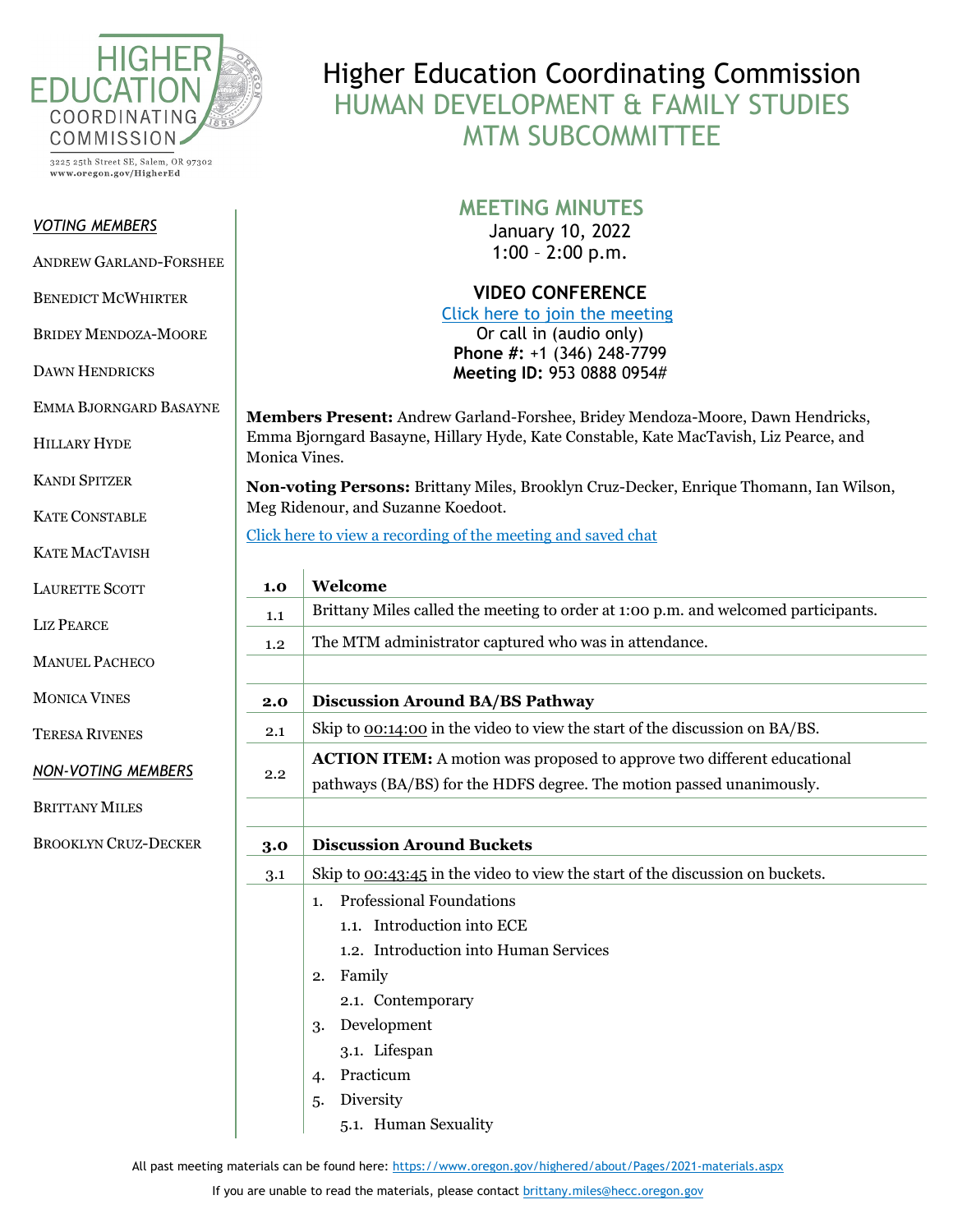HIGHER EDUCATION COORDINATING COMMISSION

3225 25th Street SE, Salem, OR 97302
www.oregon.gov/HigherEd

# Higher Education Coordinating Commission
## HUMAN DEVELOPMENT & FAMILY STUDIES MTM SUBCOMMITTEE

*VOTING MEMBERS*

ANDREW GARLAND-FORSHEE
BENEDICT MCWHIRTER
BRIDEY MENDOZA-MOORE
DAWN HENDRICKS
EMMA BJORNGARD BASAYNE
HILLARY HYDE
KANDI SPITZER
KATE CONSTABLE
KATE MACTAVISH
LAURETTE SCOTT
LIZ PEARCE
MANUEL PACHECO
MONICA VINES
TERESA RIVENES

*NON-VOTING MEMBERS*

BRITTANY MILES
BROOKLYN CRUZ-DECKER

## MEETING MINUTES

January 10, 2022
1:00 – 2:00 p.m.

**VIDEO CONFERENCE**
Click here to join the meeting
Or call in (audio only)
**Phone #:** +1 (346) 248-7799
**Meeting ID:** 953 0888 0954#

**Members Present:** Andrew Garland-Forshee, Bridey Mendoza-Moore, Dawn Hendricks, Emma Bjorngard Basayne, Hillary Hyde, Kate Constable, Kate MacTavish, Liz Pearce, and Monica Vines.

**Non-voting Persons:** Brittany Miles, Brooklyn Cruz-Decker, Enrique Thomann, Ian Wilson, Meg Ridenour, and Suzanne Koedoot.

Click here to view a recording of the meeting and saved chat

| | |
|---|---|
| **1.0** | **Welcome** |
| 1.1 | Brittany Miles called the meeting to order at 1:00 p.m. and welcomed participants. |
| 1.2 | The MTM administrator captured who was in attendance. |
| | |
| **2.0** | **Discussion Around BA/BS Pathway** |
| 2.1 | Skip to 00:14:00 in the video to view the start of the discussion on BA/BS. |
| 2.2 | **ACTION ITEM:** A motion was proposed to approve two different educational pathways (BA/BS) for the HDFS degree. The motion passed unanimously. |
| | |
| **3.0** | **Discussion Around Buckets** |
| 3.1 | Skip to 00:43:45 in the video to view the start of the discussion on buckets. |

1. Professional Foundations
   1.1. Introduction into ECE
   1.2. Introduction into Human Services
2. Family
   2.1. Contemporary
3. Development
   3.1. Lifespan
4. Practicum
5. Diversity
   5.1. Human Sexuality

All past meeting materials can be found here: https://www.oregon.gov/highered/about/Pages/2021-materials.aspx

If you are unable to read the materials, please contact brittany.miles@hecc.oregon.gov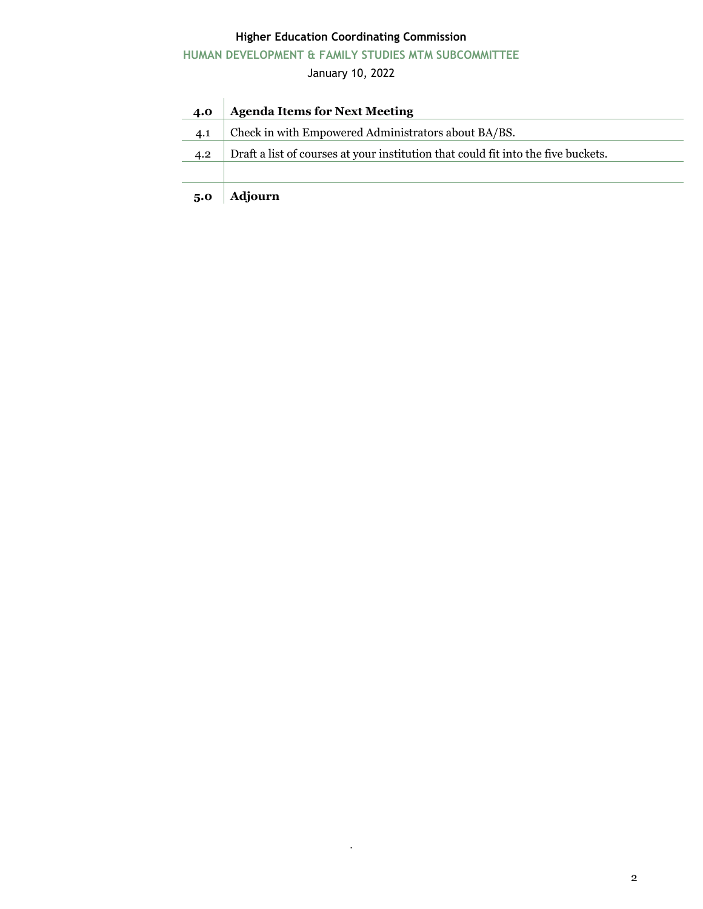| | |
|---|---|
| **4.0** | **Agenda Items for Next Meeting** |
| 4.1 | Check in with Empowered Administrators about BA/BS. |
| 4.2 | Draft a list of courses at your institution that could fit into the five buckets. |
| | |
| **5.0** | **Adjourn** |